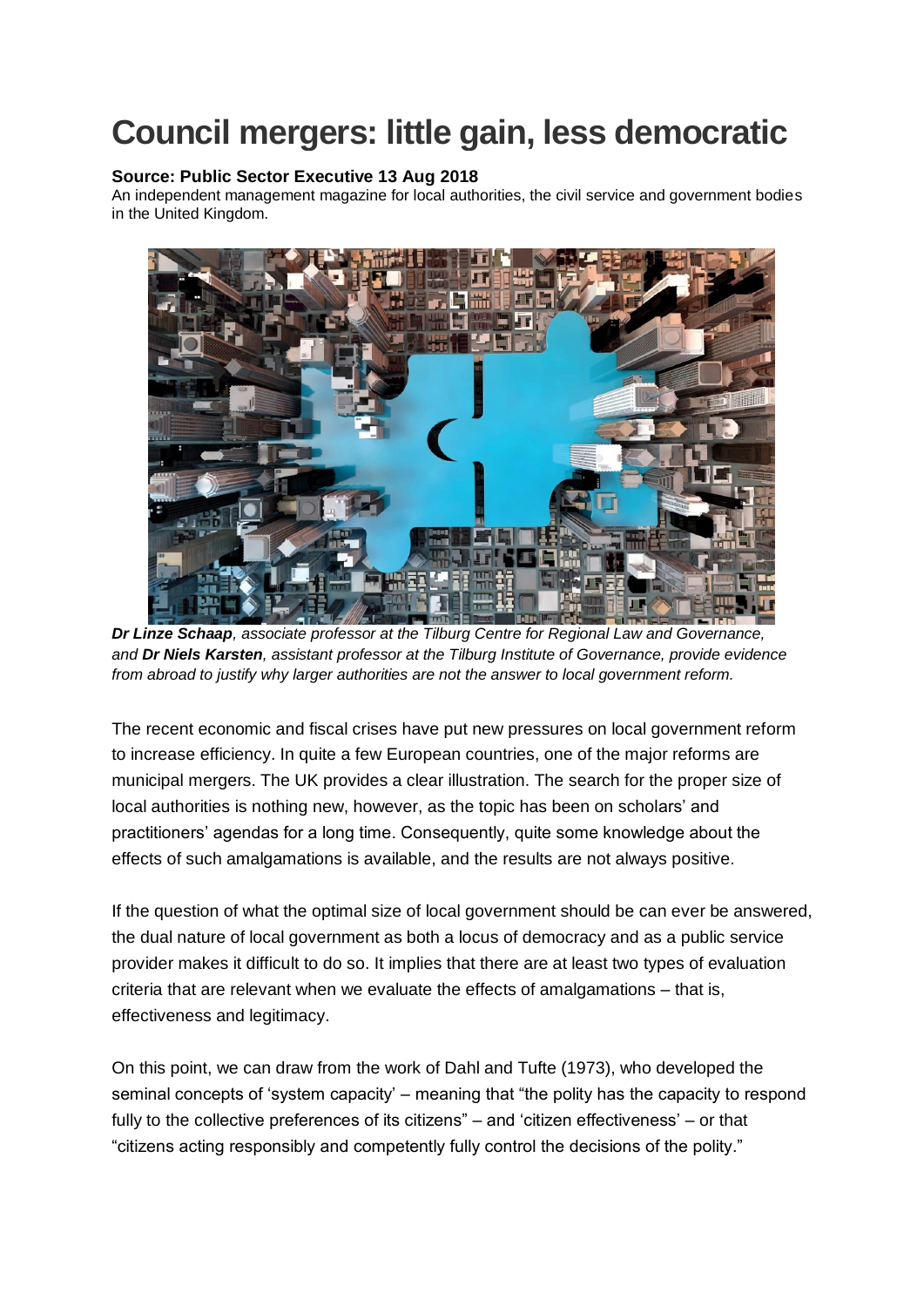# Council mergers: little gain, less democratic

**Source: Public Sector Executive 13 Aug 2018**
An independent management magazine for local authorities, the civil service and government bodies in the United Kingdom.

***Dr Linze Schaap**, associate professor at the Tilburg Centre for Regional Law and Governance, and **Dr Niels Karsten**, assistant professor at the Tilburg Institute of Governance, provide evidence from abroad to justify why larger authorities are not the answer to local government reform.*

The recent economic and fiscal crises have put new pressures on local government reform to increase efficiency. In quite a few European countries, one of the major reforms are municipal mergers. The UK provides a clear illustration. The search for the proper size of local authorities is nothing new, however, as the topic has been on scholars' and practitioners' agendas for a long time. Consequently, quite some knowledge about the effects of such amalgamations is available, and the results are not always positive.

If the question of what the optimal size of local government should be can ever be answered, the dual nature of local government as both a locus of democracy and as a public service provider makes it difficult to do so. It implies that there are at least two types of evaluation criteria that are relevant when we evaluate the effects of amalgamations – that is, effectiveness and legitimacy.

On this point, we can draw from the work of Dahl and Tufte (1973), who developed the seminal concepts of 'system capacity' – meaning that "the polity has the capacity to respond fully to the collective preferences of its citizens" – and 'citizen effectiveness' – or that "citizens acting responsibly and competently fully control the decisions of the polity."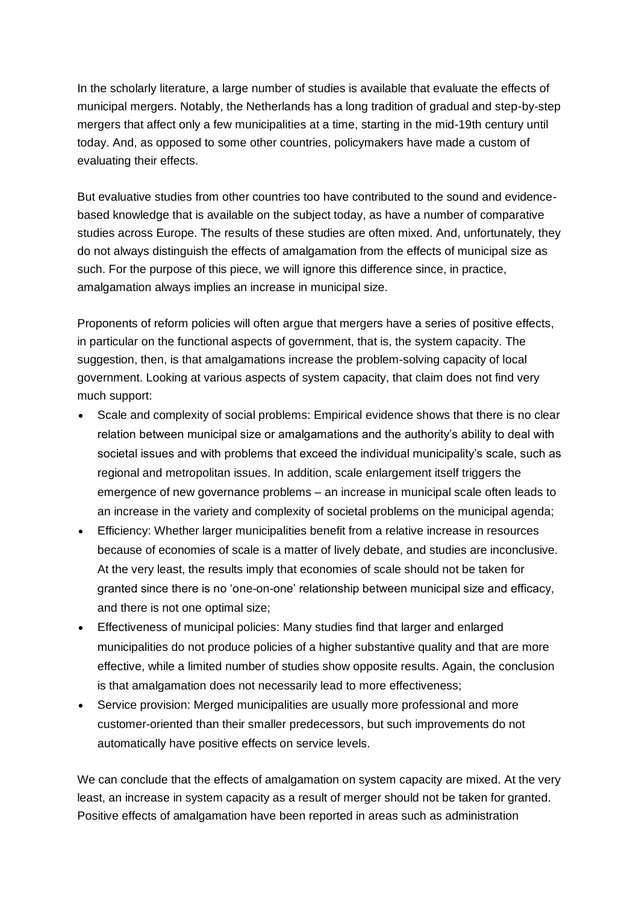In the scholarly literature, a large number of studies is available that evaluate the effects of municipal mergers. Notably, the Netherlands has a long tradition of gradual and step-by-step mergers that affect only a few municipalities at a time, starting in the mid-19th century until today. And, as opposed to some other countries, policymakers have made a custom of evaluating their effects.

But evaluative studies from other countries too have contributed to the sound and evidence-based knowledge that is available on the subject today, as have a number of comparative studies across Europe. The results of these studies are often mixed. And, unfortunately, they do not always distinguish the effects of amalgamation from the effects of municipal size as such. For the purpose of this piece, we will ignore this difference since, in practice, amalgamation always implies an increase in municipal size.

Proponents of reform policies will often argue that mergers have a series of positive effects, in particular on the functional aspects of government, that is, the system capacity. The suggestion, then, is that amalgamations increase the problem-solving capacity of local government. Looking at various aspects of system capacity, that claim does not find very much support:

- Scale and complexity of social problems: Empirical evidence shows that there is no clear relation between municipal size or amalgamations and the authority's ability to deal with societal issues and with problems that exceed the individual municipality's scale, such as regional and metropolitan issues. In addition, scale enlargement itself triggers the emergence of new governance problems – an increase in municipal scale often leads to an increase in the variety and complexity of societal problems on the municipal agenda;
- Efficiency: Whether larger municipalities benefit from a relative increase in resources because of economies of scale is a matter of lively debate, and studies are inconclusive. At the very least, the results imply that economies of scale should not be taken for granted since there is no 'one-on-one' relationship between municipal size and efficacy, and there is not one optimal size;
- Effectiveness of municipal policies: Many studies find that larger and enlarged municipalities do not produce policies of a higher substantive quality and that are more effective, while a limited number of studies show opposite results. Again, the conclusion is that amalgamation does not necessarily lead to more effectiveness;
- Service provision: Merged municipalities are usually more professional and more customer-oriented than their smaller predecessors, but such improvements do not automatically have positive effects on service levels.

We can conclude that the effects of amalgamation on system capacity are mixed. At the very least, an increase in system capacity as a result of merger should not be taken for granted. Positive effects of amalgamation have been reported in areas such as administration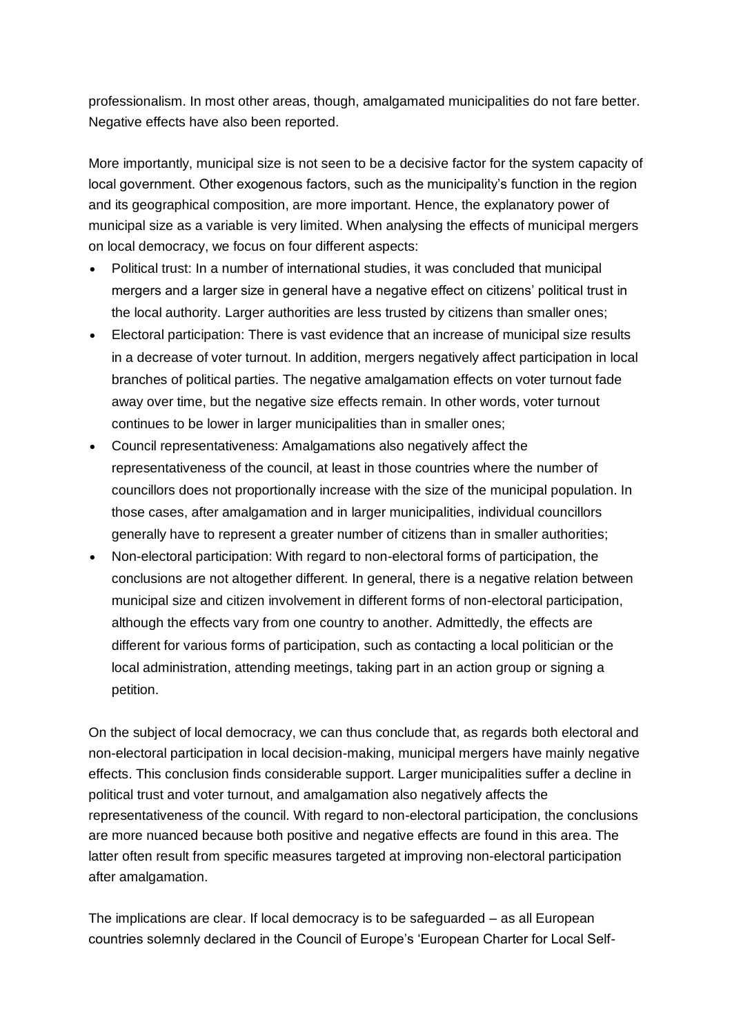professionalism. In most other areas, though, amalgamated municipalities do not fare better. Negative effects have also been reported.

More importantly, municipal size is not seen to be a decisive factor for the system capacity of local government. Other exogenous factors, such as the municipality's function in the region and its geographical composition, are more important. Hence, the explanatory power of municipal size as a variable is very limited. When analysing the effects of municipal mergers on local democracy, we focus on four different aspects:

- Political trust: In a number of international studies, it was concluded that municipal mergers and a larger size in general have a negative effect on citizens' political trust in the local authority. Larger authorities are less trusted by citizens than smaller ones;
- Electoral participation: There is vast evidence that an increase of municipal size results in a decrease of voter turnout. In addition, mergers negatively affect participation in local branches of political parties. The negative amalgamation effects on voter turnout fade away over time, but the negative size effects remain. In other words, voter turnout continues to be lower in larger municipalities than in smaller ones;
- Council representativeness: Amalgamations also negatively affect the representativeness of the council, at least in those countries where the number of councillors does not proportionally increase with the size of the municipal population. In those cases, after amalgamation and in larger municipalities, individual councillors generally have to represent a greater number of citizens than in smaller authorities;
- Non-electoral participation: With regard to non-electoral forms of participation, the conclusions are not altogether different. In general, there is a negative relation between municipal size and citizen involvement in different forms of non-electoral participation, although the effects vary from one country to another. Admittedly, the effects are different for various forms of participation, such as contacting a local politician or the local administration, attending meetings, taking part in an action group or signing a petition.

On the subject of local democracy, we can thus conclude that, as regards both electoral and non-electoral participation in local decision-making, municipal mergers have mainly negative effects. This conclusion finds considerable support. Larger municipalities suffer a decline in political trust and voter turnout, and amalgamation also negatively affects the representativeness of the council. With regard to non-electoral participation, the conclusions are more nuanced because both positive and negative effects are found in this area. The latter often result from specific measures targeted at improving non-electoral participation after amalgamation.

The implications are clear. If local democracy is to be safeguarded – as all European countries solemnly declared in the Council of Europe's 'European Charter for Local Self-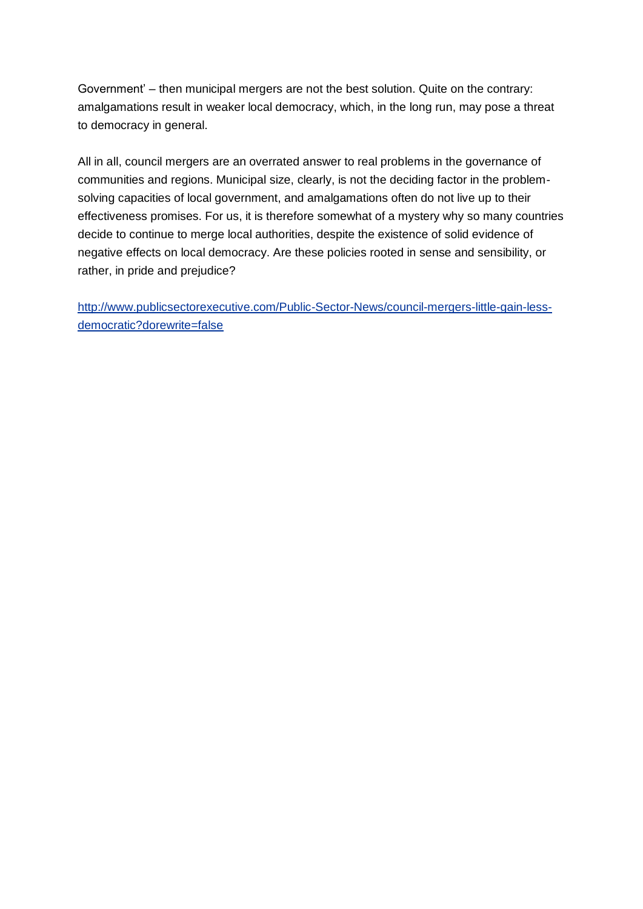Government' – then municipal mergers are not the best solution. Quite on the contrary: amalgamations result in weaker local democracy, which, in the long run, may pose a threat to democracy in general.

All in all, council mergers are an overrated answer to real problems in the governance of communities and regions. Municipal size, clearly, is not the deciding factor in the problem-solving capacities of local government, and amalgamations often do not live up to their effectiveness promises. For us, it is therefore somewhat of a mystery why so many countries decide to continue to merge local authorities, despite the existence of solid evidence of negative effects on local democracy. Are these policies rooted in sense and sensibility, or rather, in pride and prejudice?

[http://www.publicsectorexecutive.com/Public-Sector-News/council-mergers-little-gain-less-democratic?dorewrite=false](http://www.publicsectorexecutive.com/Public-Sector-News/council-mergers-little-gain-less-democratic?dorewrite=false)